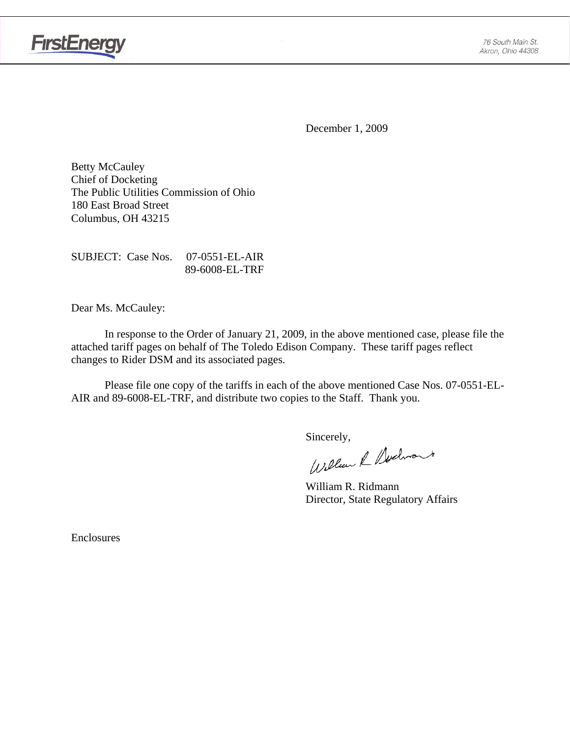FirstEnergy

76 South Main St.
Akron, Ohio 44308

December 1, 2009

Betty McCauley
Chief of Docketing
The Public Utilities Commission of Ohio
180 East Broad Street
Columbus, OH 43215

SUBJECT: Case Nos. 07-0551-EL-AIR
89-6008-EL-TRF

Dear Ms. McCauley:

In response to the Order of January 21, 2009, in the above mentioned case, please file the attached tariff pages on behalf of The Toledo Edison Company. These tariff pages reflect changes to Rider DSM and its associated pages.

Please file one copy of the tariffs in each of the above mentioned Case Nos. 07-0551-EL-AIR and 89-6008-EL-TRF, and distribute two copies to the Staff. Thank you.

Sincerely,

William R. Ridmann
Director, State Regulatory Affairs

Enclosures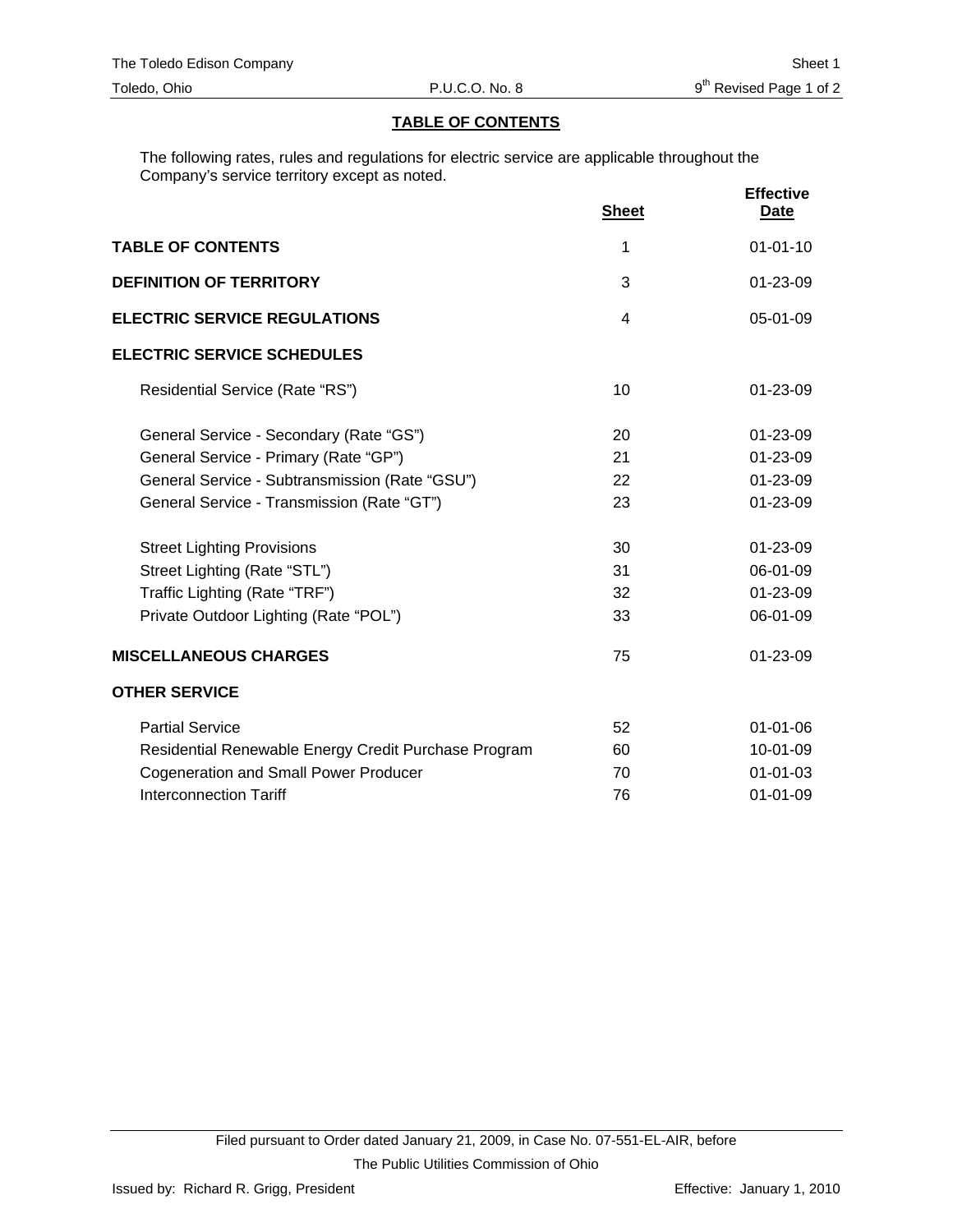## TABLE OF CONTENTS

The following rates, rules and regulations for electric service are applicable throughout the Company's service territory except as noted.

| | Sheet | Effective Date |
|---|---|---|
| **TABLE OF CONTENTS** | 1 | 01-01-10 |
| **DEFINITION OF TERRITORY** | 3 | 01-23-09 |
| **ELECTRIC SERVICE REGULATIONS** | 4 | 05-01-09 |
| **ELECTRIC SERVICE SCHEDULES** | | |
| Residential Service (Rate "RS") | 10 | 01-23-09 |
| General Service - Secondary (Rate "GS") | 20 | 01-23-09 |
| General Service - Primary (Rate "GP") | 21 | 01-23-09 |
| General Service - Subtransmission (Rate "GSU") | 22 | 01-23-09 |
| General Service - Transmission (Rate "GT") | 23 | 01-23-09 |
| Street Lighting Provisions | 30 | 01-23-09 |
| Street Lighting (Rate "STL") | 31 | 06-01-09 |
| Traffic Lighting (Rate "TRF") | 32 | 01-23-09 |
| Private Outdoor Lighting (Rate "POL") | 33 | 06-01-09 |
| **MISCELLANEOUS CHARGES** | 75 | 01-23-09 |
| **OTHER SERVICE** | | |
| Partial Service | 52 | 01-01-06 |
| Residential Renewable Energy Credit Purchase Program | 60 | 10-01-09 |
| Cogeneration and Small Power Producer | 70 | 01-01-03 |
| Interconnection Tariff | 76 | 01-01-09 |

Filed pursuant to Order dated January 21, 2009, in Case No. 07-551-EL-AIR, before The Public Utilities Commission of Ohio

Issued by: Richard R. Grigg, President

Effective: January 1, 2010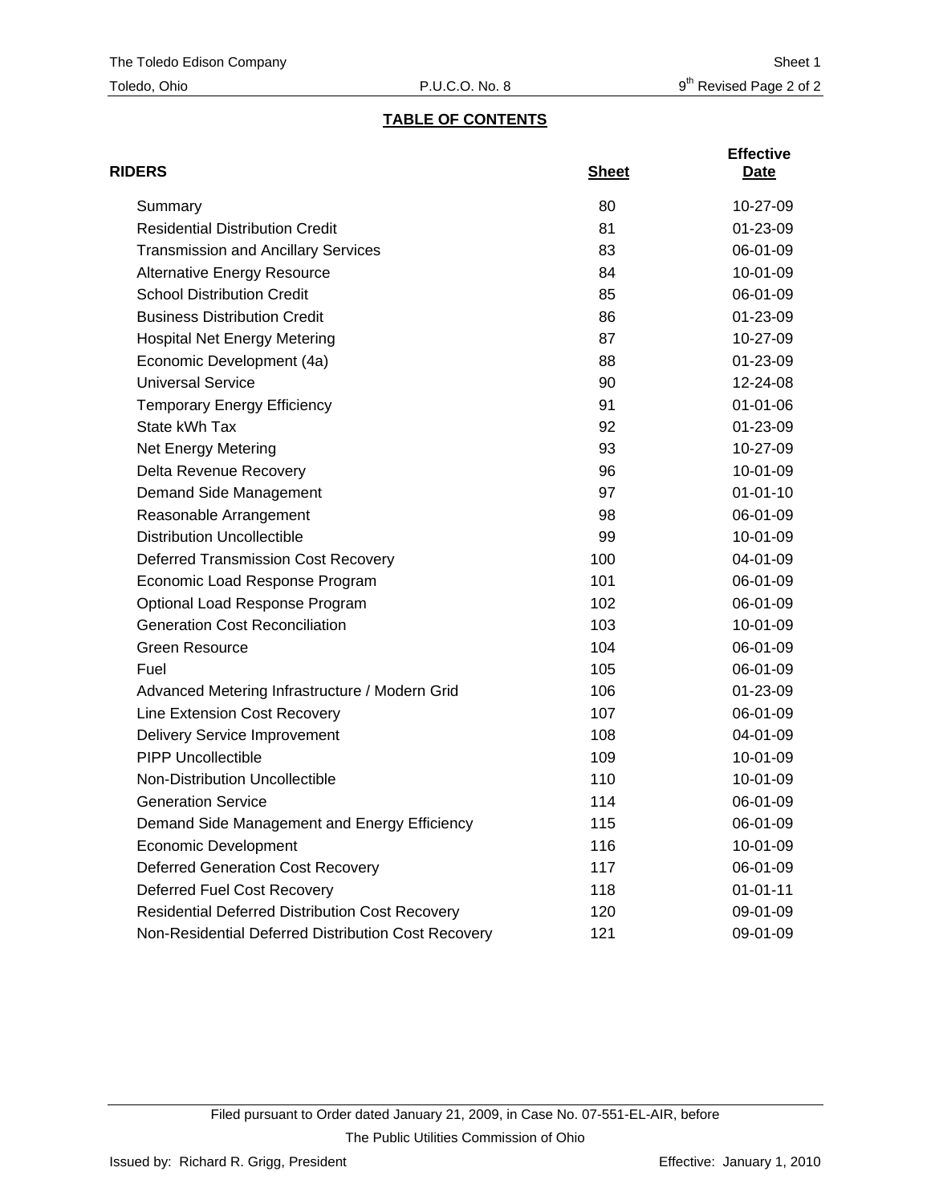## TABLE OF CONTENTS

| RIDERS | Sheet | Effective Date |
|---|---|---|
| Summary | 80 | 10-27-09 |
| Residential Distribution Credit | 81 | 01-23-09 |
| Transmission and Ancillary Services | 83 | 06-01-09 |
| Alternative Energy Resource | 84 | 10-01-09 |
| School Distribution Credit | 85 | 06-01-09 |
| Business Distribution Credit | 86 | 01-23-09 |
| Hospital Net Energy Metering | 87 | 10-27-09 |
| Economic Development (4a) | 88 | 01-23-09 |
| Universal Service | 90 | 12-24-08 |
| Temporary Energy Efficiency | 91 | 01-01-06 |
| State kWh Tax | 92 | 01-23-09 |
| Net Energy Metering | 93 | 10-27-09 |
| Delta Revenue Recovery | 96 | 10-01-09 |
| Demand Side Management | 97 | 01-01-10 |
| Reasonable Arrangement | 98 | 06-01-09 |
| Distribution Uncollectible | 99 | 10-01-09 |
| Deferred Transmission Cost Recovery | 100 | 04-01-09 |
| Economic Load Response Program | 101 | 06-01-09 |
| Optional Load Response Program | 102 | 06-01-09 |
| Generation Cost Reconciliation | 103 | 10-01-09 |
| Green Resource | 104 | 06-01-09 |
| Fuel | 105 | 06-01-09 |
| Advanced Metering Infrastructure / Modern Grid | 106 | 01-23-09 |
| Line Extension Cost Recovery | 107 | 06-01-09 |
| Delivery Service Improvement | 108 | 04-01-09 |
| PIPP Uncollectible | 109 | 10-01-09 |
| Non-Distribution Uncollectible | 110 | 10-01-09 |
| Generation Service | 114 | 06-01-09 |
| Demand Side Management and Energy Efficiency | 115 | 06-01-09 |
| Economic Development | 116 | 10-01-09 |
| Deferred Generation Cost Recovery | 117 | 06-01-09 |
| Deferred Fuel Cost Recovery | 118 | 01-01-11 |
| Residential Deferred Distribution Cost Recovery | 120 | 09-01-09 |
| Non-Residential Deferred Distribution Cost Recovery | 121 | 09-01-09 |

Filed pursuant to Order dated January 21, 2009, in Case No. 07-551-EL-AIR, before The Public Utilities Commission of Ohio

Issued by: Richard R. Grigg, President

Effective: January 1, 2010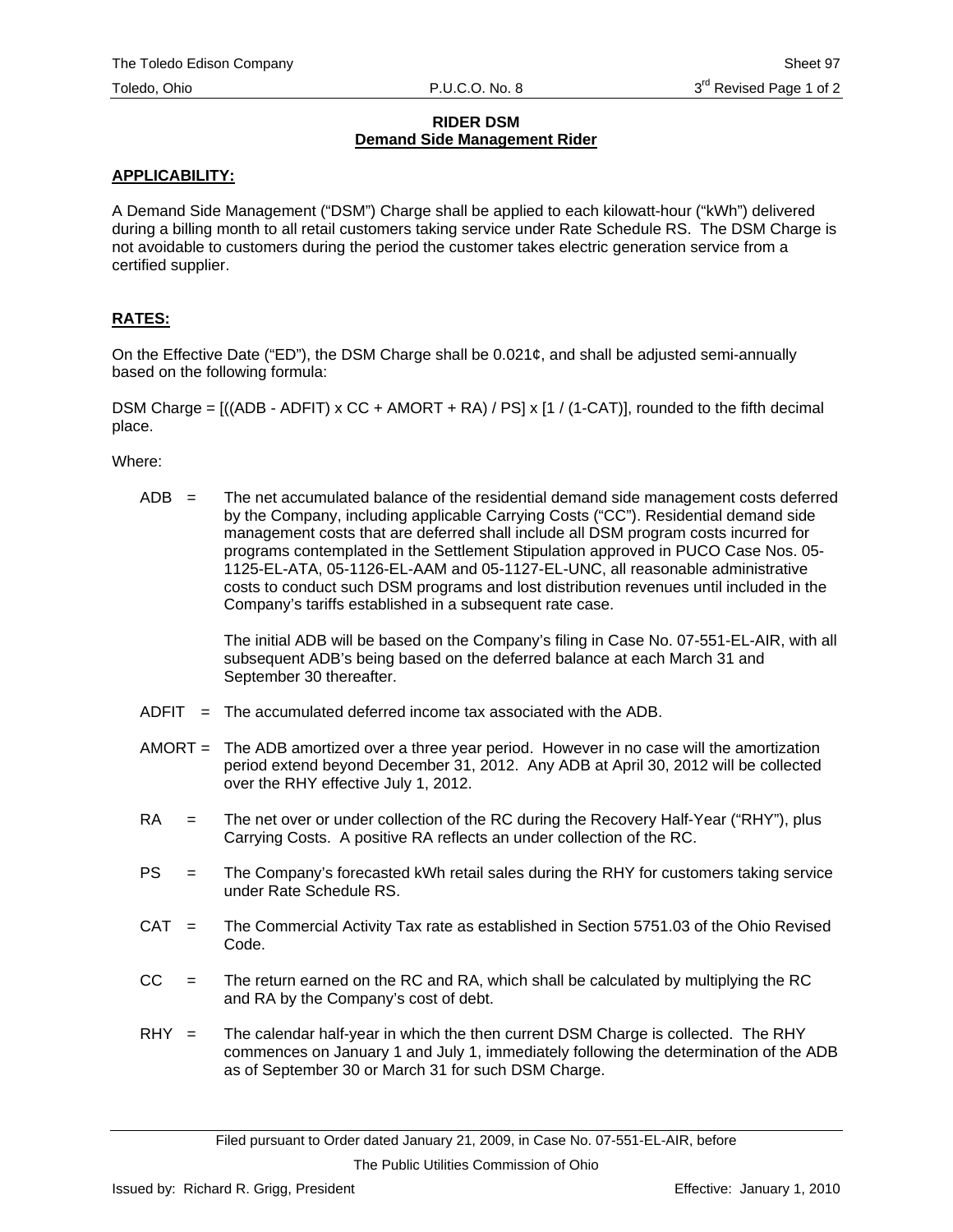# RIDER DSM

## Demand Side Management Rider

**APPLICABILITY:**

A Demand Side Management ("DSM") Charge shall be applied to each kilowatt-hour ("kWh") delivered during a billing month to all retail customers taking service under Rate Schedule RS. The DSM Charge is not avoidable to customers during the period the customer takes electric generation service from a certified supplier.

**RATES:**

On the Effective Date ("ED"), the DSM Charge shall be 0.021¢, and shall be adjusted semi-annually based on the following formula:

DSM Charge = [((ADB - ADFIT) x CC + AMORT + RA) / PS] x [1 / (1-CAT)], rounded to the fifth decimal place.

Where:

ADB = The net accumulated balance of the residential demand side management costs deferred by the Company, including applicable Carrying Costs ("CC"). Residential demand side management costs that are deferred shall include all DSM program costs incurred for programs contemplated in the Settlement Stipulation approved in PUCO Case Nos. 05-1125-EL-ATA, 05-1126-EL-AAM and 05-1127-EL-UNC, all reasonable administrative costs to conduct such DSM programs and lost distribution revenues until included in the Company's tariffs established in a subsequent rate case.

The initial ADB will be based on the Company's filing in Case No. 07-551-EL-AIR, with all subsequent ADB's being based on the deferred balance at each March 31 and September 30 thereafter.

ADFIT = The accumulated deferred income tax associated with the ADB.

AMORT = The ADB amortized over a three year period. However in no case will the amortization period extend beyond December 31, 2012. Any ADB at April 30, 2012 will be collected over the RHY effective July 1, 2012.

RA = The net over or under collection of the RC during the Recovery Half-Year ("RHY"), plus Carrying Costs. A positive RA reflects an under collection of the RC.

PS = The Company's forecasted kWh retail sales during the RHY for customers taking service under Rate Schedule RS.

CAT = The Commercial Activity Tax rate as established in Section 5751.03 of the Ohio Revised Code.

CC = The return earned on the RC and RA, which shall be calculated by multiplying the RC and RA by the Company's cost of debt.

RHY = The calendar half-year in which the then current DSM Charge is collected. The RHY commences on January 1 and July 1, immediately following the determination of the ADB as of September 30 or March 31 for such DSM Charge.

Filed pursuant to Order dated January 21, 2009, in Case No. 07-551-EL-AIR, before The Public Utilities Commission of Ohio

Issued by: Richard R. Grigg, President — Effective: January 1, 2010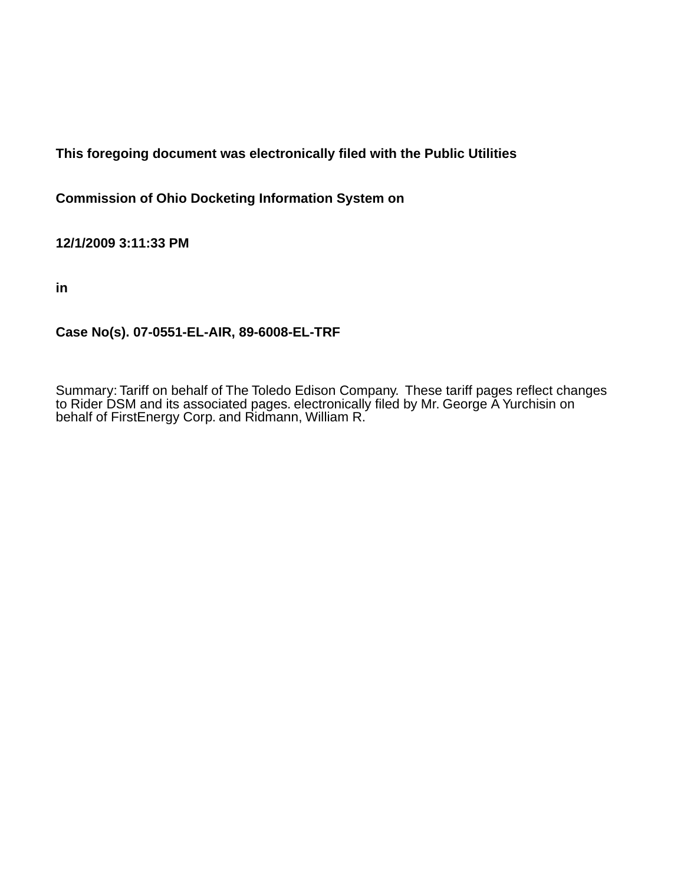**This foregoing document was electronically filed with the Public Utilities**

**Commission of Ohio Docketing Information System on**

**12/1/2009 3:11:33 PM**

**in**

**Case No(s). 07-0551-EL-AIR, 89-6008-EL-TRF**

Summary: Tariff on behalf of The Toledo Edison Company. These tariff pages reflect changes to Rider DSM and its associated pages. electronically filed by Mr. George A Yurchisin on behalf of FirstEnergy Corp. and Ridmann, William R.